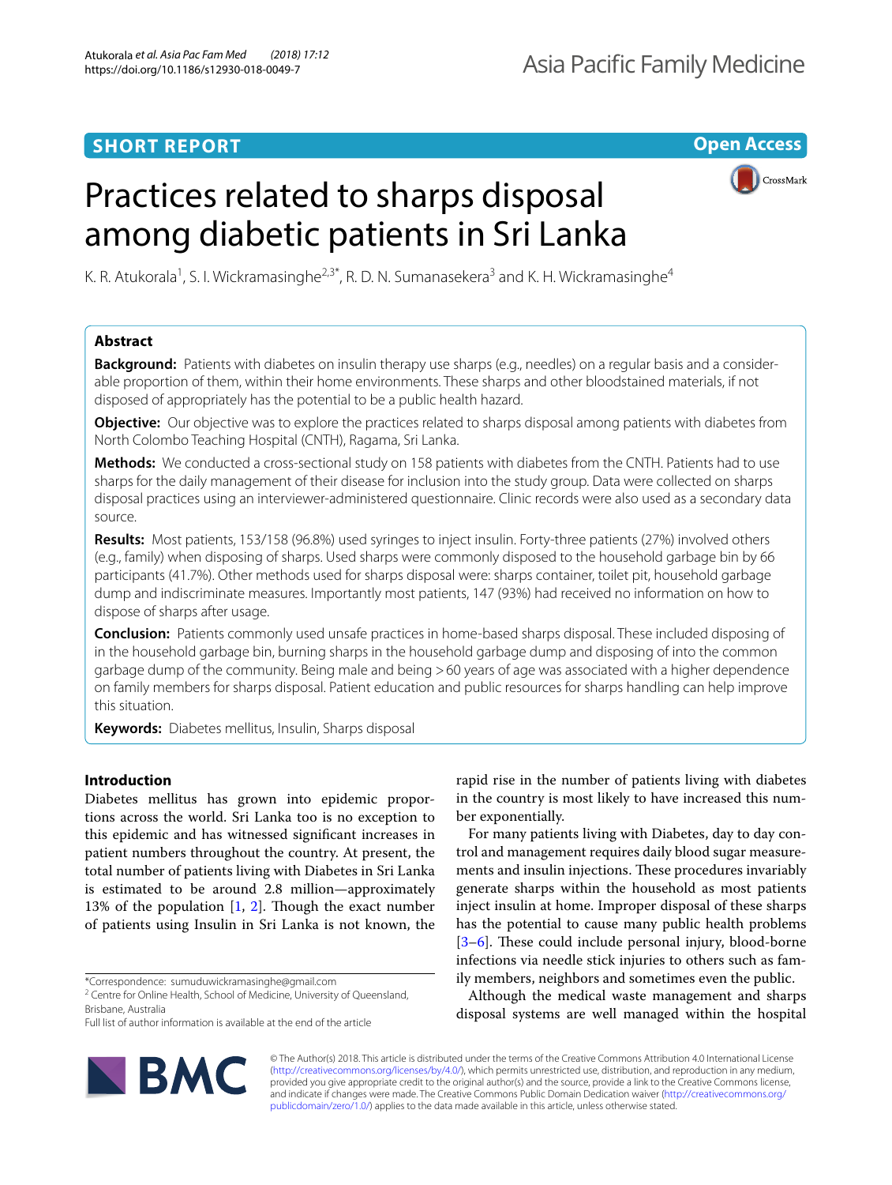SHORT REPORT

Open Access

# Practices related to sharps disposal among diabetic patients in Sri Lanka

K. R. Atukorala[1], S. I. Wickramasinghe[2,3*], R. D. N. Sumanasekera[3] and K. H. Wickramasinghe[4]

## Abstract

**Background:** Patients with diabetes on insulin therapy use sharps (e.g., needles) on a regular basis and a considerable proportion of them, within their home environments. These sharps and other bloodstained materials, if not disposed of appropriately has the potential to be a public health hazard.

**Objective:** Our objective was to explore the practices related to sharps disposal among patients with diabetes from North Colombo Teaching Hospital (CNTH), Ragama, Sri Lanka.

**Methods:** We conducted a cross-sectional study on 158 patients with diabetes from the CNTH. Patients had to use sharps for the daily management of their disease for inclusion into the study group. Data were collected on sharps disposal practices using an interviewer-administered questionnaire. Clinic records were also used as a secondary data source.

**Results:** Most patients, 153/158 (96.8%) used syringes to inject insulin. Forty-three patients (27%) involved others (e.g., family) when disposing of sharps. Used sharps were commonly disposed to the household garbage bin by 66 participants (41.7%). Other methods used for sharps disposal were: sharps container, toilet pit, household garbage dump and indiscriminate measures. Importantly most patients, 147 (93%) had received no information on how to dispose of sharps after usage.

**Conclusion:** Patients commonly used unsafe practices in home-based sharps disposal. These included disposing of in the household garbage bin, burning sharps in the household garbage dump and disposing of into the common garbage dump of the community. Being male and being >60 years of age was associated with a higher dependence on family members for sharps disposal. Patient education and public resources for sharps handling can help improve this situation.

**Keywords:** Diabetes mellitus, Insulin, Sharps disposal

## Introduction

Diabetes mellitus has grown into epidemic proportions across the world. Sri Lanka too is no exception to this epidemic and has witnessed significant increases in patient numbers throughout the country. At present, the total number of patients living with Diabetes in Sri Lanka is estimated to be around 2.8 million—approximately 13% of the population [1, 2]. Though the exact number of patients using Insulin in Sri Lanka is not known, the rapid rise in the number of patients living with diabetes in the country is most likely to have increased this number exponentially.

For many patients living with Diabetes, day to day control and management requires daily blood sugar measurements and insulin injections. These procedures invariably generate sharps within the household as most patients inject insulin at home. Improper disposal of these sharps has the potential to cause many public health problems [3–6]. These could include personal injury, blood-borne infections via needle stick injuries to others such as family members, neighbors and sometimes even the public.

Although the medical waste management and sharps disposal systems are well managed within the hospital

*Correspondence: sumuduwickramasinghe@gmail.com
[2] Centre for Online Health, School of Medicine, University of Queensland, Brisbane, Australia
Full list of author information is available at the end of the article

© The Author(s) 2018. This article is distributed under the terms of the Creative Commons Attribution 4.0 International License (http://creativecommons.org/licenses/by/4.0/), which permits unrestricted use, distribution, and reproduction in any medium, provided you give appropriate credit to the original author(s) and the source, provide a link to the Creative Commons license, and indicate if changes were made. The Creative Commons Public Domain Dedication waiver (http://creativecommons.org/publicdomain/zero/1.0/) applies to the data made available in this article, unless otherwise stated.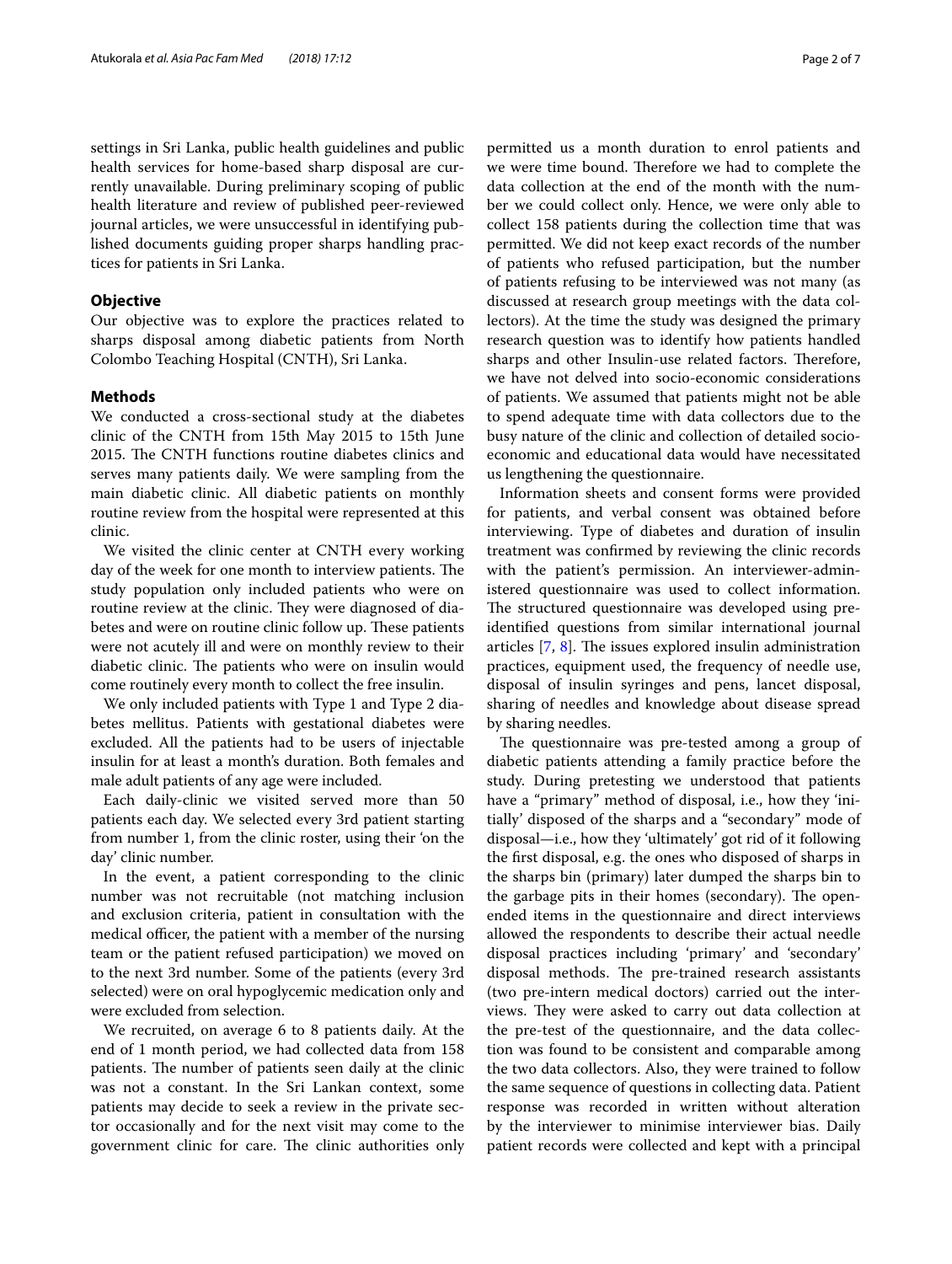settings in Sri Lanka, public health guidelines and public health services for home-based sharp disposal are currently unavailable. During preliminary scoping of public health literature and review of published peer-reviewed journal articles, we were unsuccessful in identifying published documents guiding proper sharps handling practices for patients in Sri Lanka.

## Objective

Our objective was to explore the practices related to sharps disposal among diabetic patients from North Colombo Teaching Hospital (CNTH), Sri Lanka.

## Methods

We conducted a cross-sectional study at the diabetes clinic of the CNTH from 15th May 2015 to 15th June 2015. The CNTH functions routine diabetes clinics and serves many patients daily. We were sampling from the main diabetic clinic. All diabetic patients on monthly routine review from the hospital were represented at this clinic.

We visited the clinic center at CNTH every working day of the week for one month to interview patients. The study population only included patients who were on routine review at the clinic. They were diagnosed of diabetes and were on routine clinic follow up. These patients were not acutely ill and were on monthly review to their diabetic clinic. The patients who were on insulin would come routinely every month to collect the free insulin.

We only included patients with Type 1 and Type 2 diabetes mellitus. Patients with gestational diabetes were excluded. All the patients had to be users of injectable insulin for at least a month's duration. Both females and male adult patients of any age were included.

Each daily-clinic we visited served more than 50 patients each day. We selected every 3rd patient starting from number 1, from the clinic roster, using their 'on the day' clinic number.

In the event, a patient corresponding to the clinic number was not recruitable (not matching inclusion and exclusion criteria, patient in consultation with the medical officer, the patient with a member of the nursing team or the patient refused participation) we moved on to the next 3rd number. Some of the patients (every 3rd selected) were on oral hypoglycemic medication only and were excluded from selection.

We recruited, on average 6 to 8 patients daily. At the end of 1 month period, we had collected data from 158 patients. The number of patients seen daily at the clinic was not a constant. In the Sri Lankan context, some patients may decide to seek a review in the private sector occasionally and for the next visit may come to the government clinic for care. The clinic authorities only permitted us a month duration to enrol patients and we were time bound. Therefore we had to complete the data collection at the end of the month with the number we could collect only. Hence, we were only able to collect 158 patients during the collection time that was permitted. We did not keep exact records of the number of patients who refused participation, but the number of patients refusing to be interviewed was not many (as discussed at research group meetings with the data collectors). At the time the study was designed the primary research question was to identify how patients handled sharps and other Insulin-use related factors. Therefore, we have not delved into socio-economic considerations of patients. We assumed that patients might not be able to spend adequate time with data collectors due to the busy nature of the clinic and collection of detailed socio-economic and educational data would have necessitated us lengthening the questionnaire.

Information sheets and consent forms were provided for patients, and verbal consent was obtained before interviewing. Type of diabetes and duration of insulin treatment was confirmed by reviewing the clinic records with the patient's permission. An interviewer-administered questionnaire was used to collect information. The structured questionnaire was developed using pre-identified questions from similar international journal articles [7, 8]. The issues explored insulin administration practices, equipment used, the frequency of needle use, disposal of insulin syringes and pens, lancet disposal, sharing of needles and knowledge about disease spread by sharing needles.

The questionnaire was pre-tested among a group of diabetic patients attending a family practice before the study. During pretesting we understood that patients have a "primary" method of disposal, i.e., how they 'initially' disposed of the sharps and a "secondary" mode of disposal—i.e., how they 'ultimately' got rid of it following the first disposal, e.g. the ones who disposed of sharps in the sharps bin (primary) later dumped the sharps bin to the garbage pits in their homes (secondary). The open-ended items in the questionnaire and direct interviews allowed the respondents to describe their actual needle disposal practices including 'primary' and 'secondary' disposal methods. The pre-trained research assistants (two pre-intern medical doctors) carried out the interviews. They were asked to carry out data collection at the pre-test of the questionnaire, and the data collection was found to be consistent and comparable among the two data collectors. Also, they were trained to follow the same sequence of questions in collecting data. Patient response was recorded in written without alteration by the interviewer to minimise interviewer bias. Daily patient records were collected and kept with a principal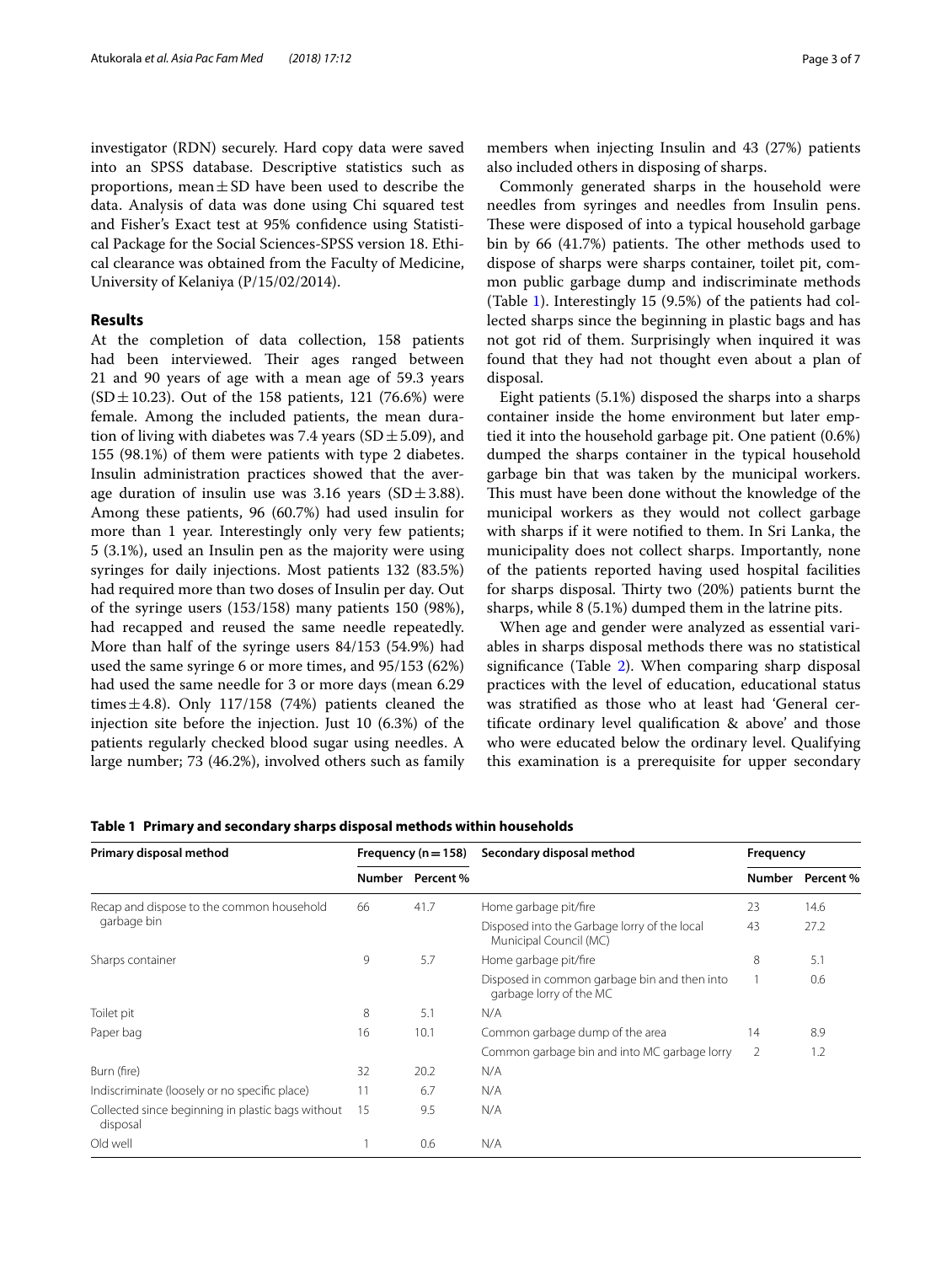investigator (RDN) securely. Hard copy data were saved into an SPSS database. Descriptive statistics such as proportions, mean ± SD have been used to describe the data. Analysis of data was done using Chi squared test and Fisher's Exact test at 95% confidence using Statistical Package for the Social Sciences-SPSS version 18. Ethical clearance was obtained from the Faculty of Medicine, University of Kelaniya (P/15/02/2014).

## Results

At the completion of data collection, 158 patients had been interviewed. Their ages ranged between 21 and 90 years of age with a mean age of 59.3 years (SD ± 10.23). Out of the 158 patients, 121 (76.6%) were female. Among the included patients, the mean duration of living with diabetes was 7.4 years (SD ± 5.09), and 155 (98.1%) of them were patients with type 2 diabetes. Insulin administration practices showed that the average duration of insulin use was 3.16 years (SD ± 3.88). Among these patients, 96 (60.7%) had used insulin for more than 1 year. Interestingly only very few patients; 5 (3.1%), used an Insulin pen as the majority were using syringes for daily injections. Most patients 132 (83.5%) had required more than two doses of Insulin per day. Out of the syringe users (153/158) many patients 150 (98%), had recapped and reused the same needle repeatedly. More than half of the syringe users 84/153 (54.9%) had used the same syringe 6 or more times, and 95/153 (62%) had used the same needle for 3 or more days (mean 6.29 times ± 4.8). Only 117/158 (74%) patients cleaned the injection site before the injection. Just 10 (6.3%) of the patients regularly checked blood sugar using needles. A large number; 73 (46.2%), involved others such as family members when injecting Insulin and 43 (27%) patients also included others in disposing of sharps.

Commonly generated sharps in the household were needles from syringes and needles from Insulin pens. These were disposed of into a typical household garbage bin by 66 (41.7%) patients. The other methods used to dispose of sharps were sharps container, toilet pit, common public garbage dump and indiscriminate methods (Table 1). Interestingly 15 (9.5%) of the patients had collected sharps since the beginning in plastic bags and has not got rid of them. Surprisingly when inquired it was found that they had not thought even about a plan of disposal.

Eight patients (5.1%) disposed the sharps into a sharps container inside the home environment but later emptied it into the household garbage pit. One patient (0.6%) dumped the sharps container in the typical household garbage bin that was taken by the municipal workers. This must have been done without the knowledge of the municipal workers as they would not collect garbage with sharps if it were notified to them. In Sri Lanka, the municipality does not collect sharps. Importantly, none of the patients reported having used hospital facilities for sharps disposal. Thirty two (20%) patients burnt the sharps, while 8 (5.1%) dumped them in the latrine pits.

When age and gender were analyzed as essential variables in sharps disposal methods there was no statistical significance (Table 2). When comparing sharp disposal practices with the level of education, educational status was stratified as those who at least had 'General certificate ordinary level qualification & above' and those who were educated below the ordinary level. Qualifying this examination is a prerequisite for upper secondary

**Table 1 Primary and secondary sharps disposal methods within households**

| Primary disposal method | Frequency (n = 158) | | Secondary disposal method | Frequency | |
|---|---|---|---|---|---|
| | Number | Percent % | | Number | Percent % |
| Recap and dispose to the common household garbage bin | 66 | 41.7 | Home garbage pit/fire | 23 | 14.6 |
| | | | Disposed into the Garbage lorry of the local Municipal Council (MC) | 43 | 27.2 |
| Sharps container | 9 | 5.7 | Home garbage pit/fire | 8 | 5.1 |
| | | | Disposed in common garbage bin and then into garbage lorry of the MC | 1 | 0.6 |
| Toilet pit | 8 | 5.1 | N/A | | |
| Paper bag | 16 | 10.1 | Common garbage dump of the area | 14 | 8.9 |
| | | | Common garbage bin and into MC garbage lorry | 2 | 1.2 |
| Burn (fire) | 32 | 20.2 | N/A | | |
| Indiscriminate (loosely or no specific place) | 11 | 6.7 | N/A | | |
| Collected since beginning in plastic bags without disposal | 15 | 9.5 | N/A | | |
| Old well | 1 | 0.6 | N/A | | |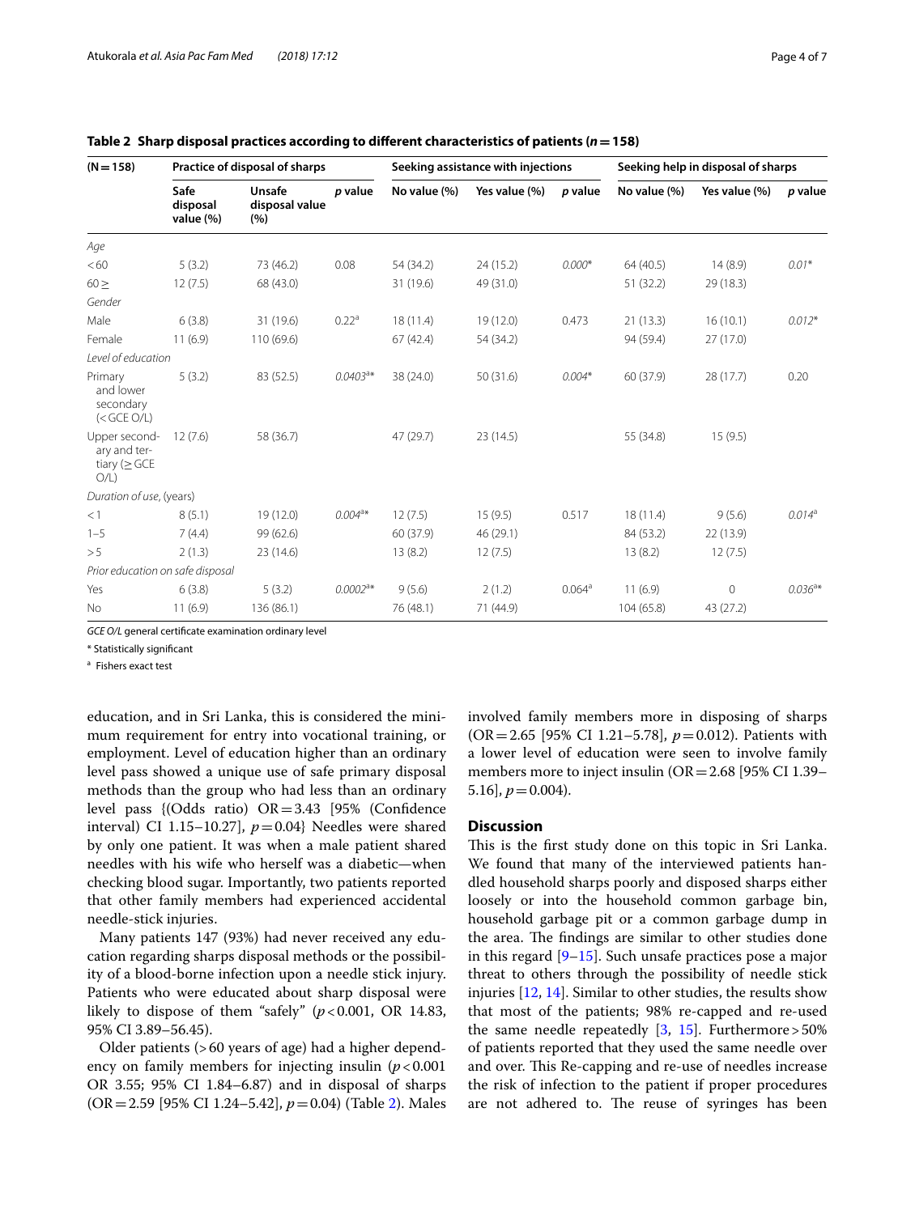**Table 2 Sharp disposal practices according to different characteristics of patients (n = 158)**

| (N = 158) | Practice of disposal of sharps | | | Seeking assistance with injections | | | Seeking help in disposal of sharps | | |
|---|---|---|---|---|---|---|---|---|---|
| | Safe disposal value (%) | Unsafe disposal value (%) | p value | No value (%) | Yes value (%) | p value | No value (%) | Yes value (%) | p value |
| *Age* | | | | | | | | | |
| < 60 | 5 (3.2) | 73 (46.2) | 0.08 | 54 (34.2) | 24 (15.2) | *0.000\** | 64 (40.5) | 14 (8.9) | *0.01\** |
| 60 ≥ | 12 (7.5) | 68 (43.0) | | 31 (19.6) | 49 (31.0) | | 51 (32.2) | 29 (18.3) | |
| *Gender* | | | | | | | | | |
| Male | 6 (3.8) | 31 (19.6) | 0.22[a] | 18 (11.4) | 19 (12.0) | 0.473 | 21 (13.3) | 16 (10.1) | *0.012\** |
| Female | 11 (6.9) | 110 (69.6) | | 67 (42.4) | 54 (34.2) | | 94 (59.4) | 27 (17.0) | |
| *Level of education* | | | | | | | | | |
| Primary and lower secondary (< GCE O/L) | 5 (3.2) | 83 (52.5) | *0.0403[a]\** | 38 (24.0) | 50 (31.6) | *0.004\** | 60 (37.9) | 28 (17.7) | 0.20 |
| Upper secondary and tertiary (≥ GCE O/L) | 12 (7.6) | 58 (36.7) | | 47 (29.7) | 23 (14.5) | | 55 (34.8) | 15 (9.5) | |
| *Duration of use, (years)* | | | | | | | | | |
| < 1 | 8 (5.1) | 19 (12.0) | *0.004[a]\** | 12 (7.5) | 15 (9.5) | 0.517 | 18 (11.4) | 9 (5.6) | *0.014[a]* |
| 1–5 | 7 (4.4) | 99 (62.6) | | 60 (37.9) | 46 (29.1) | | 84 (53.2) | 22 (13.9) | |
| > 5 | 2 (1.3) | 23 (14.6) | | 13 (8.2) | 12 (7.5) | | 13 (8.2) | 12 (7.5) | |
| *Prior education on safe disposal* | | | | | | | | | |
| Yes | 6 (3.8) | 5 (3.2) | *0.0002[a]\** | 9 (5.6) | 2 (1.2) | 0.064[a] | 11 (6.9) | 0 | *0.036[a]\** |
| No | 11 (6.9) | 136 (86.1) | | 76 (48.1) | 71 (44.9) | | 104 (65.8) | 43 (27.2) | |

*GCE O/L* general certificate examination ordinary level

\* Statistically significant

[a] Fishers exact test

education, and in Sri Lanka, this is considered the minimum requirement for entry into vocational training, or employment. Level of education higher than an ordinary level pass showed a unique use of safe primary disposal methods than the group who had less than an ordinary level pass {(Odds ratio) OR = 3.43 [95% (Confidence interval) CI 1.15–10.27], $p = 0.04$} Needles were shared by only one patient. It was when a male patient shared needles with his wife who herself was a diabetic—when checking blood sugar. Importantly, two patients reported that other family members had experienced accidental needle-stick injuries.

Many patients 147 (93%) had never received any education regarding sharps disposal methods or the possibility of a blood-borne infection upon a needle stick injury. Patients who were educated about sharp disposal were likely to dispose of them "safely" ($p < 0.001$, OR 14.83, 95% CI 3.89–56.45).

Older patients (> 60 years of age) had a higher dependency on family members for injecting insulin ($p < 0.001$ OR 3.55; 95% CI 1.84–6.87) and in disposal of sharps (OR = 2.59 [95% CI 1.24–5.42], $p = 0.04$) (Table 2). Males involved family members more in disposing of sharps (OR = 2.65 [95% CI 1.21–5.78], $p = 0.012$). Patients with a lower level of education were seen to involve family members more to inject insulin (OR = 2.68 [95% CI 1.39–5.16], $p = 0.004$).

## Discussion

This is the first study done on this topic in Sri Lanka. We found that many of the interviewed patients handled household sharps poorly and disposed sharps either loosely or into the household common garbage bin, household garbage pit or a common garbage dump in the area. The findings are similar to other studies done in this regard [9–15]. Such unsafe practices pose a major threat to others through the possibility of needle stick injuries [12, 14]. Similar to other studies, the results show that most of the patients; 98% re-capped and re-used the same needle repeatedly [3, 15]. Furthermore > 50% of patients reported that they used the same needle over and over. This Re-capping and re-use of needles increase the risk of infection to the patient if proper procedures are not adhered to. The reuse of syringes has been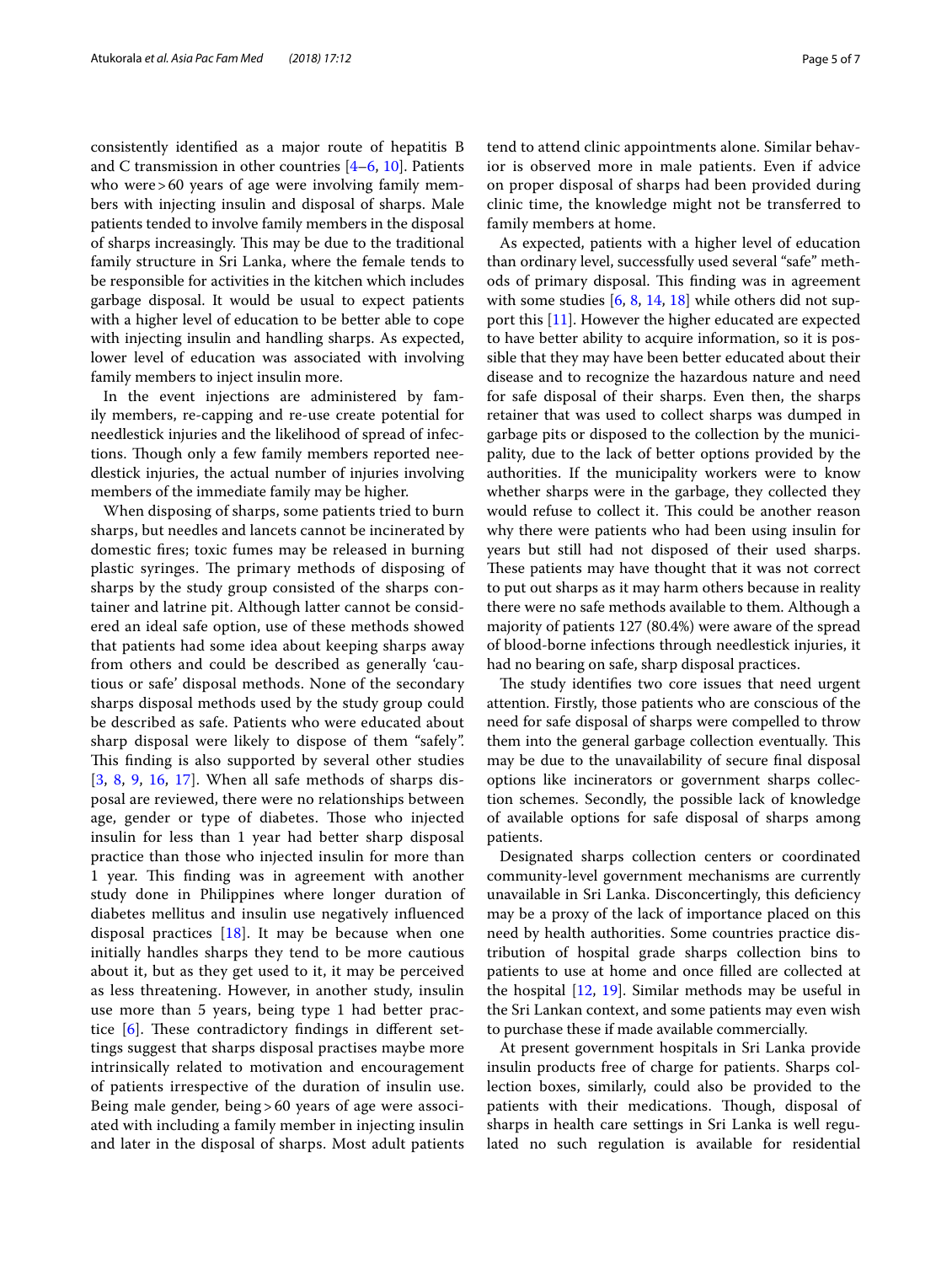consistently identified as a major route of hepatitis B and C transmission in other countries [4–6, 10]. Patients who were > 60 years of age were involving family members with injecting insulin and disposal of sharps. Male patients tended to involve family members in the disposal of sharps increasingly. This may be due to the traditional family structure in Sri Lanka, where the female tends to be responsible for activities in the kitchen which includes garbage disposal. It would be usual to expect patients with a higher level of education to be better able to cope with injecting insulin and handling sharps. As expected, lower level of education was associated with involving family members to inject insulin more.

In the event injections are administered by family members, re-capping and re-use create potential for needlestick injuries and the likelihood of spread of infections. Though only a few family members reported needlestick injuries, the actual number of injuries involving members of the immediate family may be higher.

When disposing of sharps, some patients tried to burn sharps, but needles and lancets cannot be incinerated by domestic fires; toxic fumes may be released in burning plastic syringes. The primary methods of disposing of sharps by the study group consisted of the sharps container and latrine pit. Although latter cannot be considered an ideal safe option, use of these methods showed that patients had some idea about keeping sharps away from others and could be described as generally 'cautious or safe' disposal methods. None of the secondary sharps disposal methods used by the study group could be described as safe. Patients who were educated about sharp disposal were likely to dispose of them "safely". This finding is also supported by several other studies [3, 8, 9, 16, 17]. When all safe methods of sharps disposal are reviewed, there were no relationships between age, gender or type of diabetes. Those who injected insulin for less than 1 year had better sharp disposal practice than those who injected insulin for more than 1 year. This finding was in agreement with another study done in Philippines where longer duration of diabetes mellitus and insulin use negatively influenced disposal practices [18]. It may be because when one initially handles sharps they tend to be more cautious about it, but as they get used to it, it may be perceived as less threatening. However, in another study, insulin use more than 5 years, being type 1 had better practice [6]. These contradictory findings in different settings suggest that sharps disposal practises maybe more intrinsically related to motivation and encouragement of patients irrespective of the duration of insulin use. Being male gender, being > 60 years of age were associated with including a family member in injecting insulin and later in the disposal of sharps. Most adult patients tend to attend clinic appointments alone. Similar behavior is observed more in male patients. Even if advice on proper disposal of sharps had been provided during clinic time, the knowledge might not be transferred to family members at home.

As expected, patients with a higher level of education than ordinary level, successfully used several "safe" methods of primary disposal. This finding was in agreement with some studies [6, 8, 14, 18] while others did not support this [11]. However the higher educated are expected to have better ability to acquire information, so it is possible that they may have been better educated about their disease and to recognize the hazardous nature and need for safe disposal of their sharps. Even then, the sharps retainer that was used to collect sharps was dumped in garbage pits or disposed to the collection by the municipality, due to the lack of better options provided by the authorities. If the municipality workers were to know whether sharps were in the garbage, they collected they would refuse to collect it. This could be another reason why there were patients who had been using insulin for years but still had not disposed of their used sharps. These patients may have thought that it was not correct to put out sharps as it may harm others because in reality there were no safe methods available to them. Although a majority of patients 127 (80.4%) were aware of the spread of blood-borne infections through needlestick injuries, it had no bearing on safe, sharp disposal practices.

The study identifies two core issues that need urgent attention. Firstly, those patients who are conscious of the need for safe disposal of sharps were compelled to throw them into the general garbage collection eventually. This may be due to the unavailability of secure final disposal options like incinerators or government sharps collection schemes. Secondly, the possible lack of knowledge of available options for safe disposal of sharps among patients.

Designated sharps collection centers or coordinated community-level government mechanisms are currently unavailable in Sri Lanka. Disconcertingly, this deficiency may be a proxy of the lack of importance placed on this need by health authorities. Some countries practice distribution of hospital grade sharps collection bins to patients to use at home and once filled are collected at the hospital [12, 19]. Similar methods may be useful in the Sri Lankan context, and some patients may even wish to purchase these if made available commercially.

At present government hospitals in Sri Lanka provide insulin products free of charge for patients. Sharps collection boxes, similarly, could also be provided to the patients with their medications. Though, disposal of sharps in health care settings in Sri Lanka is well regulated no such regulation is available for residential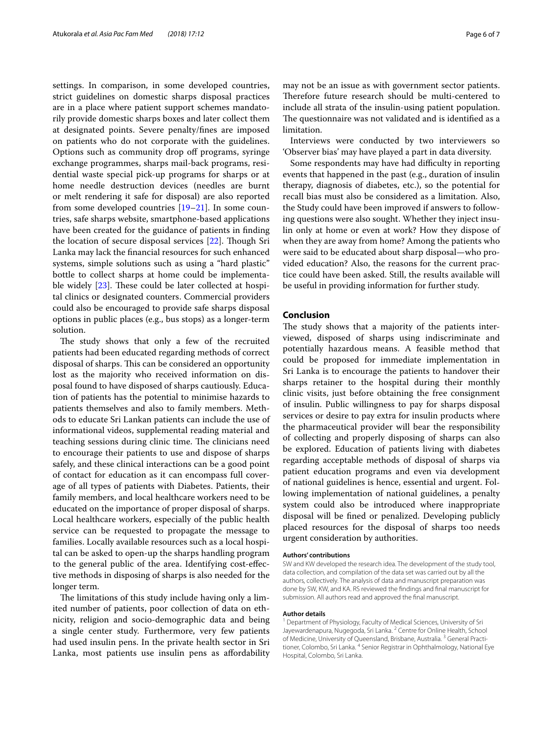settings. In comparison, in some developed countries, strict guidelines on domestic sharps disposal practices are in a place where patient support schemes mandatorily provide domestic sharps boxes and later collect them at designated points. Severe penalty/fines are imposed on patients who do not corporate with the guidelines. Options such as community drop off programs, syringe exchange programmes, sharps mail-back programs, residential waste special pick-up programs for sharps or at home needle destruction devices (needles are burnt or melt rendering it safe for disposal) are also reported from some developed countries [19–21]. In some countries, safe sharps website, smartphone-based applications have been created for the guidance of patients in finding the location of secure disposal services [22]. Though Sri Lanka may lack the financial resources for such enhanced systems, simple solutions such as using a "hard plastic" bottle to collect sharps at home could be implementable widely [23]. These could be later collected at hospital clinics or designated counters. Commercial providers could also be encouraged to provide safe sharps disposal options in public places (e.g., bus stops) as a longer-term solution.

The study shows that only a few of the recruited patients had been educated regarding methods of correct disposal of sharps. This can be considered an opportunity lost as the majority who received information on disposal found to have disposed of sharps cautiously. Education of patients has the potential to minimise hazards to patients themselves and also to family members. Methods to educate Sri Lankan patients can include the use of informational videos, supplemental reading material and teaching sessions during clinic time. The clinicians need to encourage their patients to use and dispose of sharps safely, and these clinical interactions can be a good point of contact for education as it can encompass full coverage of all types of patients with Diabetes. Patients, their family members, and local healthcare workers need to be educated on the importance of proper disposal of sharps. Local healthcare workers, especially of the public health service can be requested to propagate the message to families. Locally available resources such as a local hospital can be asked to open-up the sharps handling program to the general public of the area. Identifying cost-effective methods in disposing of sharps is also needed for the longer term.

The limitations of this study include having only a limited number of patients, poor collection of data on ethnicity, religion and socio-demographic data and being a single center study. Furthermore, very few patients had used insulin pens. In the private health sector in Sri Lanka, most patients use insulin pens as affordability may not be an issue as with government sector patients. Therefore future research should be multi-centered to include all strata of the insulin-using patient population. The questionnaire was not validated and is identified as a limitation.

Interviews were conducted by two interviewers so 'Observer bias' may have played a part in data diversity.

Some respondents may have had difficulty in reporting events that happened in the past (e.g., duration of insulin therapy, diagnosis of diabetes, etc.), so the potential for recall bias must also be considered as a limitation. Also, the Study could have been improved if answers to following questions were also sought. Whether they inject insulin only at home or even at work? How they dispose of when they are away from home? Among the patients who were said to be educated about sharp disposal—who provided education? Also, the reasons for the current practice could have been asked. Still, the results available will be useful in providing information for further study.

## Conclusion

The study shows that a majority of the patients interviewed, disposed of sharps using indiscriminate and potentially hazardous means. A feasible method that could be proposed for immediate implementation in Sri Lanka is to encourage the patients to handover their sharps retainer to the hospital during their monthly clinic visits, just before obtaining the free consignment of insulin. Public willingness to pay for sharps disposal services or desire to pay extra for insulin products where the pharmaceutical provider will bear the responsibility of collecting and properly disposing of sharps can also be explored. Education of patients living with diabetes regarding acceptable methods of disposal of sharps via patient education programs and even via development of national guidelines is hence, essential and urgent. Following implementation of national guidelines, a penalty system could also be introduced where inappropriate disposal will be fined or penalized. Developing publicly placed resources for the disposal of sharps too needs urgent consideration by authorities.

#### Authors' contributions

SW and KW developed the research idea. The development of the study tool, data collection, and compilation of the data set was carried out by all the authors, collectively. The analysis of data and manuscript preparation was done by SW, KW, and KA. RS reviewed the findings and final manuscript for submission. All authors read and approved the final manuscript.

#### Author details

[1] Department of Physiology, Faculty of Medical Sciences, University of Sri Jayewardenapura, Nugegoda, Sri Lanka. [2] Centre for Online Health, School of Medicine, University of Queensland, Brisbane, Australia. [3] General Practitioner, Colombo, Sri Lanka. [4] Senior Registrar in Ophthalmology, National Eye Hospital, Colombo, Sri Lanka.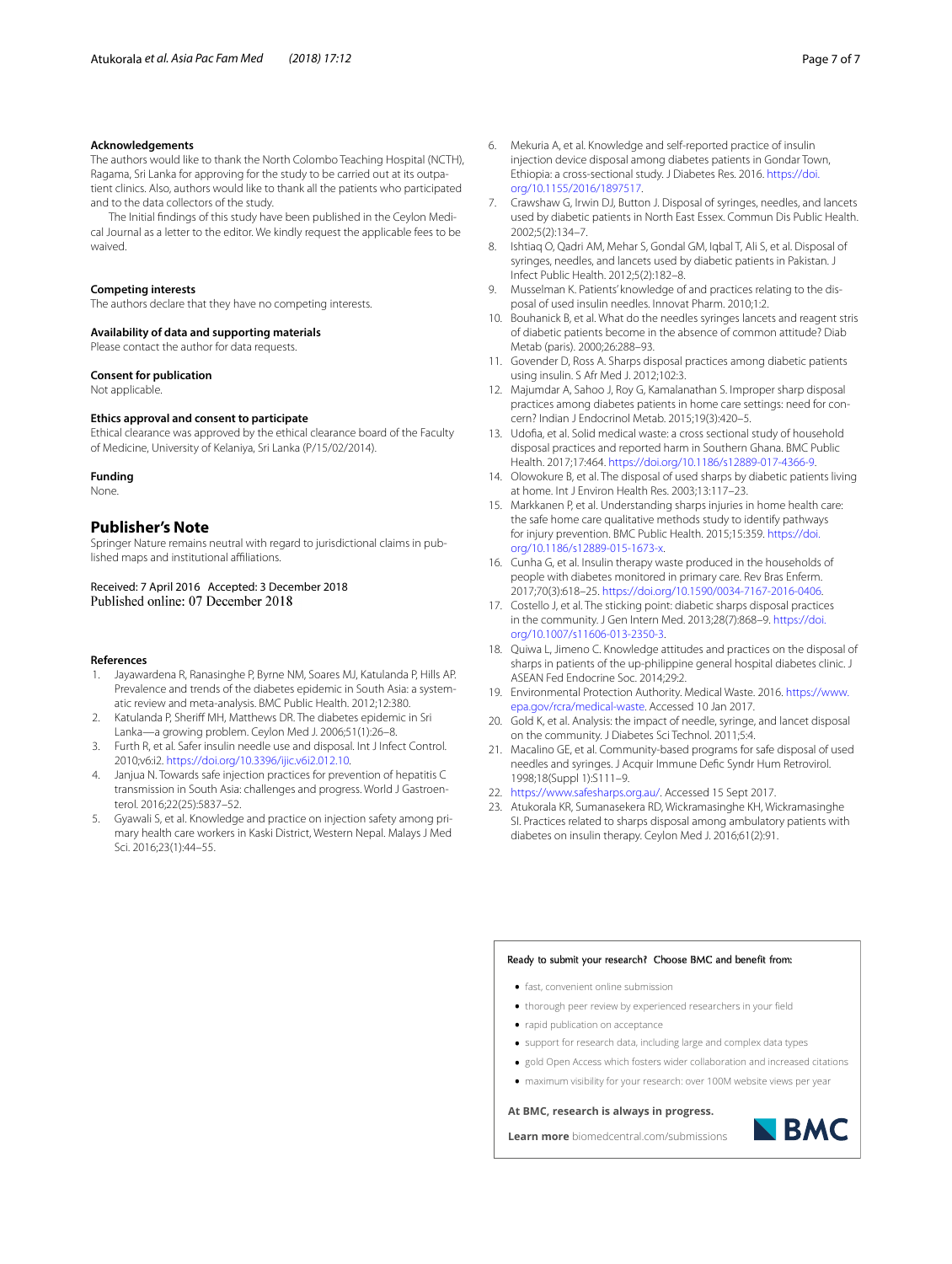**Acknowledgements**

The authors would like to thank the North Colombo Teaching Hospital (NCTH), Ragama, Sri Lanka for approving for the study to be carried out at its outpatient clinics. Also, authors would like to thank all the patients who participated and to the data collectors of the study.

The Initial findings of this study have been published in the Ceylon Medical Journal as a letter to the editor. We kindly request the applicable fees to be waived.

**Competing interests**

The authors declare that they have no competing interests.

**Availability of data and supporting materials**

Please contact the author for data requests.

**Consent for publication**

Not applicable.

**Ethics approval and consent to participate**

Ethical clearance was approved by the ethical clearance board of the Faculty of Medicine, University of Kelaniya, Sri Lanka (P/15/02/2014).

**Funding**

None.

## Publisher's Note

Springer Nature remains neutral with regard to jurisdictional claims in published maps and institutional affiliations.

Received: 7 April 2016 Accepted: 3 December 2018
Published online: 07 December 2018

**References**

1. Jayawardena R, Ranasinghe P, Byrne NM, Soares MJ, Katulanda P, Hills AP. Prevalence and trends of the diabetes epidemic in South Asia: a systematic review and meta-analysis. BMC Public Health. 2012;12:380.
2. Katulanda P, Sheriff MH, Matthews DR. The diabetes epidemic in Sri Lanka—a growing problem. Ceylon Med J. 2006;51(1):26–8.
3. Furth R, et al. Safer insulin needle use and disposal. Int J Infect Control. 2010;v6:i2. https://doi.org/10.3396/ijic.v6i2.012.10.
4. Janjua N. Towards safe injection practices for prevention of hepatitis C transmission in South Asia: challenges and progress. World J Gastroenterol. 2016;22(25):5837–52.
5. Gyawali S, et al. Knowledge and practice on injection safety among primary health care workers in Kaski District, Western Nepal. Malays J Med Sci. 2016;23(1):44–55.
6. Mekuria A, et al. Knowledge and self-reported practice of insulin injection device disposal among diabetes patients in Gondar Town, Ethiopia: a cross-sectional study. J Diabetes Res. 2016. https://doi.org/10.1155/2016/1897517.
7. Crawshaw G, Irwin DJ, Button J. Disposal of syringes, needles, and lancets used by diabetic patients in North East Essex. Commun Dis Public Health. 2002;5(2):134–7.
8. Ishtiaq O, Qadri AM, Mehar S, Gondal GM, Iqbal T, Ali S, et al. Disposal of syringes, needles, and lancets used by diabetic patients in Pakistan. J Infect Public Health. 2012;5(2):182–8.
9. Musselman K. Patients' knowledge of and practices relating to the disposal of used insulin needles. Innovat Pharm. 2010;1:2.
10. Bouhanick B, et al. What do the needles syringes lancets and reagent stris of diabetic patients become in the absence of common attitude? Diab Metab (paris). 2000;26:288–93.
11. Govender D, Ross A. Sharps disposal practices among diabetic patients using insulin. S Afr Med J. 2012;102:3.
12. Majumdar A, Sahoo J, Roy G, Kamalanathan S. Improper sharp disposal practices among diabetes patients in home care settings: need for concern? Indian J Endocrinol Metab. 2015;19(3):420–5.
13. Udofia, et al. Solid medical waste: a cross sectional study of household disposal practices and reported harm in Southern Ghana. BMC Public Health. 2017;17:464. https://doi.org/10.1186/s12889-017-4366-9.
14. Olowokure B, et al. The disposal of used sharps by diabetic patients living at home. Int J Environ Health Res. 2003;13:117–23.
15. Markkanen P, et al. Understanding sharps injuries in home health care: the safe home care qualitative methods study to identify pathways for injury prevention. BMC Public Health. 2015;15:359. https://doi.org/10.1186/s12889-015-1673-x.
16. Cunha G, et al. Insulin therapy waste produced in the households of people with diabetes monitored in primary care. Rev Bras Enferm. 2017;70(3):618–25. https://doi.org/10.1590/0034-7167-2016-0406.
17. Costello J, et al. The sticking point: diabetic sharps disposal practices in the community. J Gen Intern Med. 2013;28(7):868–9. https://doi.org/10.1007/s11606-013-2350-3.
18. Quiwa L, Jimeno C. Knowledge attitudes and practices on the disposal of sharps in patients of the up-philippine general hospital diabetes clinic. J ASEAN Fed Endocrine Soc. 2014;29:2.
19. Environmental Protection Authority. Medical Waste. 2016. https://www.epa.gov/rcra/medical-waste. Accessed 10 Jan 2017.
20. Gold K, et al. Analysis: the impact of needle, syringe, and lancet disposal on the community. J Diabetes Sci Technol. 2011;5:4.
21. Macalino GE, et al. Community-based programs for safe disposal of used needles and syringes. J Acquir Immune Defic Syndr Hum Retrovirol. 1998;18(Suppl 1):S111–9.
22. https://www.safesharps.org.au/. Accessed 15 Sept 2017.
23. Atukorala KR, Sumanasekera RD, Wickramasinghe KH, Wickramasinghe SI. Practices related to sharps disposal among ambulatory patients with diabetes on insulin therapy. Ceylon Med J. 2016;61(2):91.

Ready to submit your research? Choose BMC and benefit from:

- fast, convenient online submission
- thorough peer review by experienced researchers in your field
- rapid publication on acceptance
- support for research data, including large and complex data types
- gold Open Access which fosters wider collaboration and increased citations
- maximum visibility for your research: over 100M website views per year

**At BMC, research is always in progress.**

**Learn more** biomedcentral.com/submissions